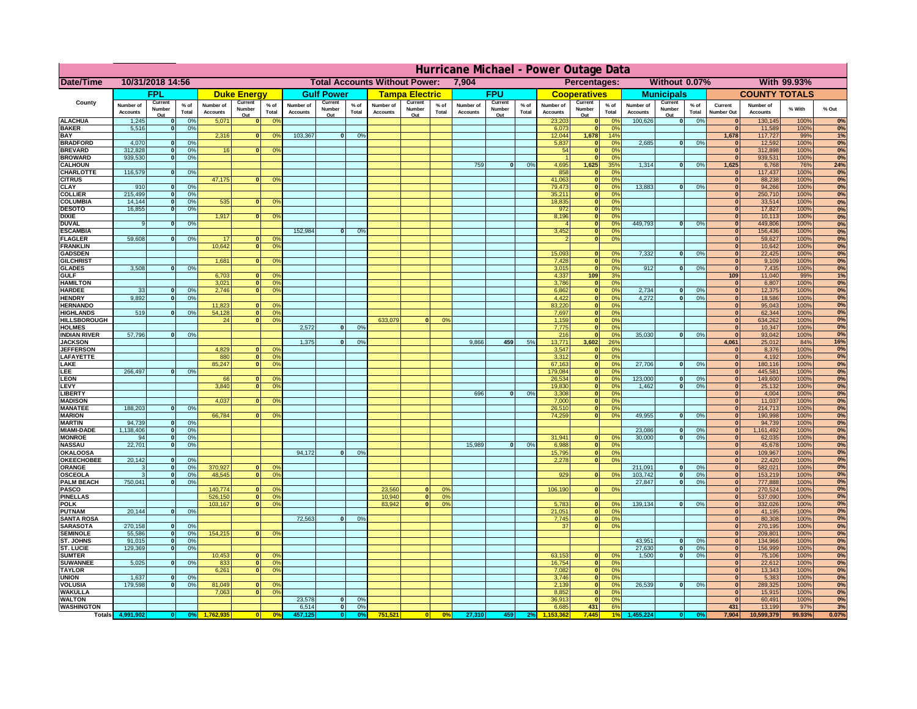# Hurricane Michael - Power Outage Data

| Date/Time | 10/31/2018 14:56 | | Total Accounts Without Power: | 7,904 | | Percentages: | Without 0.07% | With 99.93% |
|---|---|---|---|---|---|---|---|---|

| County | FPL | | | Duke Energy | | | Gulf Power | | | Tampa Electric | | | FPU | | | Cooperatives | | | Municipals | | | COUNTY TOTALS | | | |
|---|---|---|---|---|---|---|---|---|---|---|---|---|---|---|---|---|---|---|---|---|---|---|---|---|---|
| | Number of Accounts | Current Number Out | % of Total | Number of Accounts | Current Number Out | % of Total | Number of Accounts | Current Number Out | % of Total | Number of Accounts | Current Number Out | % of Total | Number of Accounts | Current Number Out | % of Total | Number of Accounts | Current Number Out | % of Total | Number of Accounts | Current Number Out | % of Total | Current Number Out | Number of Accounts | % With | % Out |
| ALACHUA | 1,245 | 0 | 0% | 5,071 | 0 | 0% | | | | | | | | | | 23,203 | 0 | 0% | 100,626 | 0 | 0% | 0 | 130,145 | 100% | 0% |
| BAKER | 5,516 | 0 | 0% | | | | | | | | | | | | | 6,073 | 0 | 0% | | | | 0 | 11,589 | 100% | 0% |
| BAY | | | | 2,316 | 0 | 0% | 103,367 | 0 | 0% | | | | | | | 12,044 | 1,678 | 14% | | | | 1,678 | 117,727 | 99% | 1% |
| BRADFORD | 4,070 | 0 | 0% | | | | | | | | | | | | | 5,837 | 0 | 0% | 2,685 | 0 | 0% | 0 | 12,592 | 100% | 0% |
| BREVARD | 312,828 | 0 | 0% | 16 | 0 | 0% | | | | | | | | | | 54 | 0 | 0% | | | | 0 | 312,898 | 100% | 0% |
| BROWARD | 939,530 | 0 | 0% | | | | | | | | | | | | | 1 | 0 | 0% | | | | 0 | 939,531 | 100% | 0% |
| CALHOUN | | | | | | | | | | | | | 759 | 0 | 0% | 4,695 | 1,625 | 35% | 1,314 | 0 | 0% | 1,625 | 6,768 | 76% | 24% |
| CHARLOTTE | 116,579 | 0 | 0% | | | | | | | | | | | | | 858 | 0 | 0% | | | | 0 | 117,437 | 100% | 0% |
| CITRUS | | | | 47,175 | 0 | 0% | | | | | | | | | | 41,063 | 0 | 0% | | | | 0 | 88,238 | 100% | 0% |
| CLAY | 910 | 0 | 0% | | | | | | | | | | | | | 79,473 | 0 | 0% | 13,883 | 0 | 0% | 0 | 94,266 | 100% | 0% |
| COLLIER | 215,499 | 0 | 0% | | | | | | | | | | | | | 35,211 | 0 | 0% | | | | 0 | 250,710 | 100% | 0% |
| COLUMBIA | 14,144 | 0 | 0% | 535 | 0 | 0% | | | | | | | | | | 18,835 | 0 | 0% | | | | 0 | 33,514 | 100% | 0% |
| DESOTO | 16,855 | 0 | 0% | | | | | | | | | | | | | 972 | 0 | 0% | | | | 0 | 17,827 | 100% | 0% |
| DIXIE | | | | 1,917 | 0 | 0% | | | | | | | | | | 8,196 | 0 | 0% | | | | 0 | 10,113 | 100% | 0% |
| DUVAL | 9 | 0 | 0% | | | | | | | | | | | | | 4 | 0 | 0% | 449,793 | 0 | 0% | 0 | 449,806 | 100% | 0% |
| ESCAMBIA | | | | | | | 152,984 | 0 | 0% | | | | | | | 3,452 | 0 | 0% | | | | 0 | 156,436 | 100% | 0% |
| FLAGLER | 59,608 | 0 | 0% | 17 | 0 | 0% | | | | | | | | | | 2 | 0 | 0% | | | | 0 | 59,627 | 100% | 0% |
| FRANKLIN | | | | 10,642 | 0 | 0% | | | | | | | | | | | | | | | | 0 | 10,642 | 100% | 0% |
| GADSDEN | | | | | | | | | | | | | | | | 15,093 | 0 | 0% | 7,332 | 0 | 0% | 0 | 22,425 | 100% | 0% |
| GILCHRIST | | | | 1,681 | 0 | 0% | | | | | | | | | | 7,428 | 0 | 0% | | | | 0 | 9,109 | 100% | 0% |
| GLADES | 3,508 | 0 | 0% | | | | | | | | | | | | | 3,015 | 0 | 0% | 912 | 0 | 0% | 0 | 7,435 | 100% | 0% |
| GULF | | | | 6,703 | 0 | 0% | | | | | | | | | | 4,337 | 109 | 3% | | | | 109 | 11,040 | 99% | 1% |
| HAMILTON | | | | 3,021 | 0 | 0% | | | | | | | | | | 3,786 | 0 | 0% | | | | 0 | 6,807 | 100% | 0% |
| HARDEE | 33 | 0 | 0% | 2,746 | 0 | 0% | | | | | | | | | | 6,862 | 0 | 0% | 2,734 | 0 | 0% | 0 | 12,375 | 100% | 0% |
| HENDRY | 9,892 | 0 | 0% | | | | | | | | | | | | | 4,422 | 0 | 0% | 4,272 | 0 | 0% | 0 | 18,586 | 100% | 0% |
| HERNANDO | | | | 11,823 | 0 | 0% | | | | | | | | | | 83,220 | 0 | 0% | | | | 0 | 95,043 | 100% | 0% |
| HIGHLANDS | 519 | 0 | 0% | 54,128 | 0 | 0% | | | | | | | | | | 7,697 | 0 | 0% | | | | 0 | 62,344 | 100% | 0% |
| HILLSBOROUGH | | | | 24 | 0 | 0% | | | | 633,079 | 0 | 0% | | | | 1,159 | 0 | 0% | | | | 0 | 634,262 | 100% | 0% |
| HOLMES | | | | | | | 2,572 | 0 | 0% | | | | | | | 7,775 | 0 | 0% | | | | 0 | 10,347 | 100% | 0% |
| INDIAN RIVER | 57,796 | 0 | 0% | | | | | | | | | | | | | 216 | 0 | 0% | 35,030 | 0 | 0% | 0 | 93,042 | 100% | 0% |
| JACKSON | | | | | | | 1,375 | 0 | 0% | | | | 9,866 | 459 | 5% | 13,771 | 3,602 | 26% | | | | 4,061 | 25,012 | 84% | 16% |
| JEFFERSON | | | | 4,829 | 0 | 0% | | | | | | | | | | 3,547 | 0 | 0% | | | | 0 | 8,376 | 100% | 0% |
| LAFAYETTE | | | | 880 | 0 | 0% | | | | | | | | | | 3,312 | 0 | 0% | | | | 0 | 4,192 | 100% | 0% |
| LAKE | | | | 85,247 | 0 | 0% | | | | | | | | | | 67,163 | 0 | 0% | 27,706 | 0 | 0% | 0 | 180,116 | 100% | 0% |
| LEE | 266,497 | 0 | 0% | | | | | | | | | | | | | 179,084 | 0 | 0% | | | | 0 | 445,581 | 100% | 0% |
| LEON | | | | 66 | 0 | 0% | | | | | | | | | | 26,534 | 0 | 0% | 123,000 | 0 | 0% | 0 | 149,600 | 100% | 0% |
| LEVY | | | | 3,840 | 0 | 0% | | | | | | | | | | 19,830 | 0 | 0% | 1,462 | 0 | 0% | 0 | 25,132 | 100% | 0% |
| LIBERTY | | | | | | | | | | | | | 696 | 0 | 0% | 3,308 | 0 | 0% | | | | 0 | 4,004 | 100% | 0% |
| MADISON | | | | 4,037 | 0 | 0% | | | | | | | | | | 7,000 | 0 | 0% | | | | 0 | 11,037 | 100% | 0% |
| MANATEE | 188,203 | 0 | 0% | | | | | | | | | | | | | 26,510 | 0 | 0% | | | | 0 | 214,713 | 100% | 0% |
| MARION | | | | 66,784 | 0 | 0% | | | | | | | | | | 74,259 | 0 | 0% | 49,955 | 0 | 0% | 0 | 190,998 | 100% | 0% |
| MARTIN | 94,739 | 0 | 0% | | | | | | | | | | | | | | | | | | | 0 | 94,739 | 100% | 0% |
| MIAMI-DADE | 1,138,406 | 0 | 0% | | | | | | | | | | | | | | | | 23,086 | 0 | 0% | 0 | 1,161,492 | 100% | 0% |
| MONROE | 94 | 0 | 0% | | | | | | | | | | | | | 31,941 | 0 | 0% | 30,000 | 0 | 0% | 0 | 62,035 | 100% | 0% |
| NASSAU | 22,701 | 0 | 0% | | | | | | | | | | 15,989 | 0 | 0% | 6,988 | 0 | 0% | | | | 0 | 45,678 | 100% | 0% |
| OKALOOSA | | | | | | | 94,172 | 0 | 0% | | | | | | | 15,795 | 0 | 0% | | | | 0 | 109,967 | 100% | 0% |
| OKEECHOBEE | 20,142 | 0 | 0% | | | | | | | | | | | | | 2,278 | 0 | 0% | | | | 0 | 22,420 | 100% | 0% |
| ORANGE | 3 | 0 | 0% | 370,927 | 0 | 0% | | | | | | | | | | | | | 211,091 | 0 | 0% | 0 | 582,021 | 100% | 0% |
| OSCEOLA | 3 | 0 | 0% | 48,545 | 0 | 0% | | | | | | | | | | 929 | 0 | 0% | 103,742 | 0 | 0% | 0 | 153,219 | 100% | 0% |
| PALM BEACH | 750,041 | 0 | 0% | | | | | | | | | | | | | | | | 27,847 | 0 | 0% | 0 | 777,888 | 100% | 0% |
| PASCO | | | | 140,774 | 0 | 0% | | | | 23,560 | 0 | 0% | | | | 106,190 | 0 | 0% | | | | 0 | 270,524 | 100% | 0% |
| PINELLAS | | | | 526,150 | 0 | 0% | | | | 10,940 | 0 | 0% | | | | | | | | | | 0 | 537,090 | 100% | 0% |
| POLK | | | | 103,167 | 0 | 0% | | | | 83,942 | 0 | 0% | | | | 5,783 | 0 | 0% | 139,134 | 0 | 0% | 0 | 332,026 | 100% | 0% |
| PUTNAM | 20,144 | 0 | 0% | | | | | | | | | | | | | 21,051 | 0 | 0% | | | | 0 | 41,195 | 100% | 0% |
| SANTA ROSA | | | | | | | 72,563 | 0 | 0% | | | | | | | 7,745 | 0 | 0% | | | | 0 | 80,308 | 100% | 0% |
| SARASOTA | 270,158 | 0 | 0% | | | | | | | | | | | | | 37 | 0 | 0% | | | | 0 | 270,195 | 100% | 0% |
| SEMINOLE | 55,586 | 0 | 0% | 154,215 | 0 | 0% | | | | | | | | | | | | | | | | 0 | 209,801 | 100% | 0% |
| ST. JOHNS | 91,015 | 0 | 0% | | | | | | | | | | | | | | | | 43,951 | 0 | 0% | 0 | 134,966 | 100% | 0% |
| ST. LUCIE | 129,369 | 0 | 0% | | | | | | | | | | | | | | | | 27,630 | 0 | 0% | 0 | 156,999 | 100% | 0% |
| SUMTER | | | | 10,453 | 0 | 0% | | | | | | | | | | 63,153 | 0 | 0% | 1,500 | 0 | 0% | 0 | 75,106 | 100% | 0% |
| SUWANNEE | 5,025 | 0 | 0% | 833 | 0 | 0% | | | | | | | | | | 16,754 | 0 | 0% | | | | 0 | 22,612 | 100% | 0% |
| TAYLOR | | | | 6,261 | 0 | 0% | | | | | | | | | | 7,082 | 0 | 0% | | | | 0 | 13,343 | 100% | 0% |
| UNION | 1,637 | 0 | 0% | | | | | | | | | | | | | 3,746 | 0 | 0% | | | | 0 | 5,383 | 100% | 0% |
| VOLUSIA | 179,598 | 0 | 0% | 81,049 | 0 | 0% | | | | | | | | | | 2,139 | 0 | 0% | 26,539 | 0 | 0% | 0 | 289,325 | 100% | 0% |
| WAKULLA | | | | 7,063 | 0 | 0% | | | | | | | | | | 8,852 | 0 | 0% | | | | 0 | 15,915 | 100% | 0% |
| WALTON | | | | | | | 23,578 | 0 | 0% | | | | | | | 36,913 | 0 | 0% | | | | 0 | 60,491 | 100% | 0% |
| WASHINGTON | | | | | | | 6,514 | 0 | 0% | | | | | | | 6,685 | 431 | 6% | | | | 431 | 13,199 | 97% | 3% |
| Totals | 4,991,902 | 0 | 0% | 1,762,935 | 0 | 0% | 457,125 | 0 | 0% | 751,521 | 0 | 0% | 27,310 | 459 | 2% | 1,153,362 | 7,445 | 1% | 1,455,224 | 0 | 0% | 7,904 | 10,599,379 | 99.93% | 0.07% |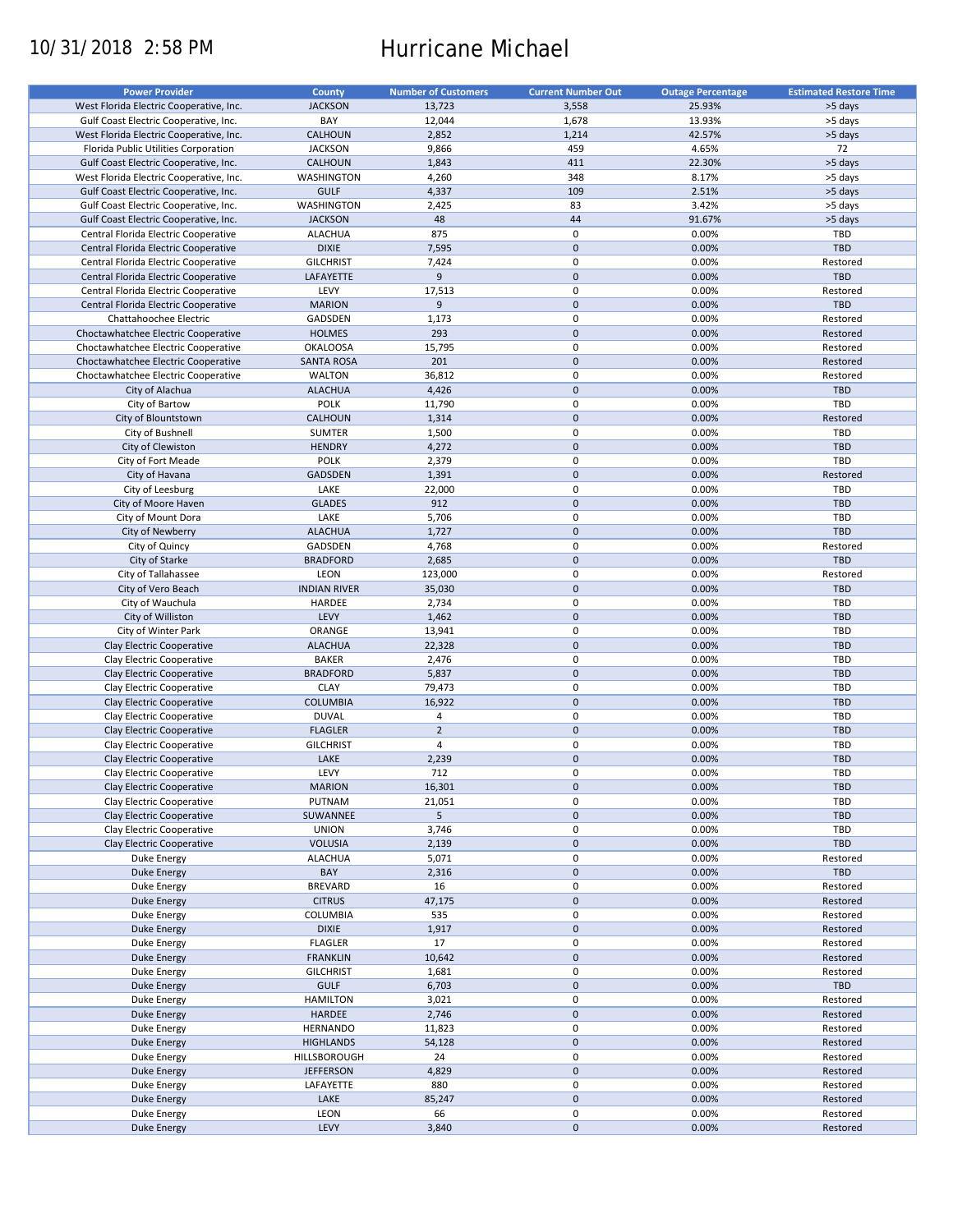10/31/2018 2:58 PM

# Hurricane Michael

| Power Provider | County | Number of Customers | Current Number Out | Outage Percentage | Estimated Restore Time |
|---|---|---|---|---|---|
| West Florida Electric Cooperative, Inc. | JACKSON | 13,723 | 3,558 | 25.93% | >5 days |
| Gulf Coast Electric Cooperative, Inc. | BAY | 12,044 | 1,678 | 13.93% | >5 days |
| West Florida Electric Cooperative, Inc. | CALHOUN | 2,852 | 1,214 | 42.57% | >5 days |
| Florida Public Utilities Corporation | JACKSON | 9,866 | 459 | 4.65% | 72 |
| Gulf Coast Electric Cooperative, Inc. | CALHOUN | 1,843 | 411 | 22.30% | >5 days |
| West Florida Electric Cooperative, Inc. | WASHINGTON | 4,260 | 348 | 8.17% | >5 days |
| Gulf Coast Electric Cooperative, Inc. | GULF | 4,337 | 109 | 2.51% | >5 days |
| Gulf Coast Electric Cooperative, Inc. | WASHINGTON | 2,425 | 83 | 3.42% | >5 days |
| Gulf Coast Electric Cooperative, Inc. | JACKSON | 48 | 44 | 91.67% | >5 days |
| Central Florida Electric Cooperative | ALACHUA | 875 | 0 | 0.00% | TBD |
| Central Florida Electric Cooperative | DIXIE | 7,595 | 0 | 0.00% | TBD |
| Central Florida Electric Cooperative | GILCHRIST | 7,424 | 0 | 0.00% | Restored |
| Central Florida Electric Cooperative | LAFAYETTE | 9 | 0 | 0.00% | TBD |
| Central Florida Electric Cooperative | LEVY | 17,513 | 0 | 0.00% | Restored |
| Central Florida Electric Cooperative | MARION | 9 | 0 | 0.00% | TBD |
| Chattahoochee Electric | GADSDEN | 1,173 | 0 | 0.00% | Restored |
| Choctawhatchee Electric Cooperative | HOLMES | 293 | 0 | 0.00% | Restored |
| Choctawhatchee Electric Cooperative | OKALOOSA | 15,795 | 0 | 0.00% | Restored |
| Choctawhatchee Electric Cooperative | SANTA ROSA | 201 | 0 | 0.00% | Restored |
| Choctawhatchee Electric Cooperative | WALTON | 36,812 | 0 | 0.00% | Restored |
| City of Alachua | ALACHUA | 4,426 | 0 | 0.00% | TBD |
| City of Bartow | POLK | 11,790 | 0 | 0.00% | TBD |
| City of Blountstown | CALHOUN | 1,314 | 0 | 0.00% | Restored |
| City of Bushnell | SUMTER | 1,500 | 0 | 0.00% | TBD |
| City of Clewiston | HENDRY | 4,272 | 0 | 0.00% | TBD |
| City of Fort Meade | POLK | 2,379 | 0 | 0.00% | TBD |
| City of Havana | GADSDEN | 1,391 | 0 | 0.00% | Restored |
| City of Leesburg | LAKE | 22,000 | 0 | 0.00% | TBD |
| City of Moore Haven | GLADES | 912 | 0 | 0.00% | TBD |
| City of Mount Dora | LAKE | 5,706 | 0 | 0.00% | TBD |
| City of Newberry | ALACHUA | 1,727 | 0 | 0.00% | TBD |
| City of Quincy | GADSDEN | 4,768 | 0 | 0.00% | Restored |
| City of Starke | BRADFORD | 2,685 | 0 | 0.00% | TBD |
| City of Tallahassee | LEON | 123,000 | 0 | 0.00% | Restored |
| City of Vero Beach | INDIAN RIVER | 35,030 | 0 | 0.00% | TBD |
| City of Wauchula | HARDEE | 2,734 | 0 | 0.00% | TBD |
| City of Williston | LEVY | 1,462 | 0 | 0.00% | TBD |
| City of Winter Park | ORANGE | 13,941 | 0 | 0.00% | TBD |
| Clay Electric Cooperative | ALACHUA | 22,328 | 0 | 0.00% | TBD |
| Clay Electric Cooperative | BAKER | 2,476 | 0 | 0.00% | TBD |
| Clay Electric Cooperative | BRADFORD | 5,837 | 0 | 0.00% | TBD |
| Clay Electric Cooperative | CLAY | 79,473 | 0 | 0.00% | TBD |
| Clay Electric Cooperative | COLUMBIA | 16,922 | 0 | 0.00% | TBD |
| Clay Electric Cooperative | DUVAL | 4 | 0 | 0.00% | TBD |
| Clay Electric Cooperative | FLAGLER | 2 | 0 | 0.00% | TBD |
| Clay Electric Cooperative | GILCHRIST | 4 | 0 | 0.00% | TBD |
| Clay Electric Cooperative | LAKE | 2,239 | 0 | 0.00% | TBD |
| Clay Electric Cooperative | LEVY | 712 | 0 | 0.00% | TBD |
| Clay Electric Cooperative | MARION | 16,301 | 0 | 0.00% | TBD |
| Clay Electric Cooperative | PUTNAM | 21,051 | 0 | 0.00% | TBD |
| Clay Electric Cooperative | SUWANNEE | 5 | 0 | 0.00% | TBD |
| Clay Electric Cooperative | UNION | 3,746 | 0 | 0.00% | TBD |
| Clay Electric Cooperative | VOLUSIA | 2,139 | 0 | 0.00% | TBD |
| Duke Energy | ALACHUA | 5,071 | 0 | 0.00% | Restored |
| Duke Energy | BAY | 2,316 | 0 | 0.00% | TBD |
| Duke Energy | BREVARD | 16 | 0 | 0.00% | Restored |
| Duke Energy | CITRUS | 47,175 | 0 | 0.00% | Restored |
| Duke Energy | COLUMBIA | 535 | 0 | 0.00% | Restored |
| Duke Energy | DIXIE | 1,917 | 0 | 0.00% | Restored |
| Duke Energy | FLAGLER | 17 | 0 | 0.00% | Restored |
| Duke Energy | FRANKLIN | 10,642 | 0 | 0.00% | Restored |
| Duke Energy | GILCHRIST | 1,681 | 0 | 0.00% | Restored |
| Duke Energy | GULF | 6,703 | 0 | 0.00% | TBD |
| Duke Energy | HAMILTON | 3,021 | 0 | 0.00% | Restored |
| Duke Energy | HARDEE | 2,746 | 0 | 0.00% | Restored |
| Duke Energy | HERNANDO | 11,823 | 0 | 0.00% | Restored |
| Duke Energy | HIGHLANDS | 54,128 | 0 | 0.00% | Restored |
| Duke Energy | HILLSBOROUGH | 24 | 0 | 0.00% | Restored |
| Duke Energy | JEFFERSON | 4,829 | 0 | 0.00% | Restored |
| Duke Energy | LAFAYETTE | 880 | 0 | 0.00% | Restored |
| Duke Energy | LAKE | 85,247 | 0 | 0.00% | Restored |
| Duke Energy | LEON | 66 | 0 | 0.00% | Restored |
| Duke Energy | LEVY | 3,840 | 0 | 0.00% | Restored |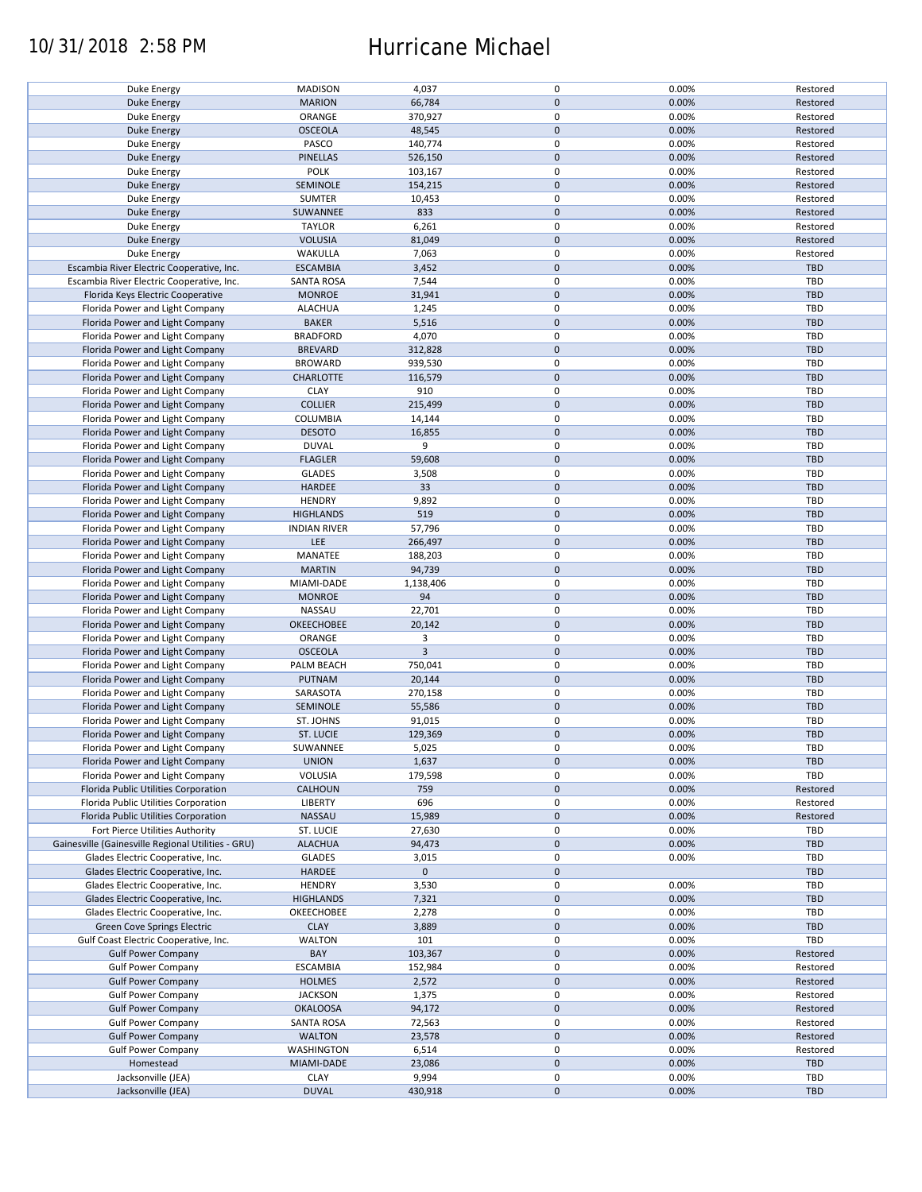| | | | | | |
|---|---|---|---|---|---|
| Duke Energy | MADISON | 4,037 | 0 | 0.00% | Restored |
| Duke Energy | MARION | 66,784 | 0 | 0.00% | Restored |
| Duke Energy | ORANGE | 370,927 | 0 | 0.00% | Restored |
| Duke Energy | OSCEOLA | 48,545 | 0 | 0.00% | Restored |
| Duke Energy | PASCO | 140,774 | 0 | 0.00% | Restored |
| Duke Energy | PINELLAS | 526,150 | 0 | 0.00% | Restored |
| Duke Energy | POLK | 103,167 | 0 | 0.00% | Restored |
| Duke Energy | SEMINOLE | 154,215 | 0 | 0.00% | Restored |
| Duke Energy | SUMTER | 10,453 | 0 | 0.00% | Restored |
| Duke Energy | SUWANNEE | 833 | 0 | 0.00% | Restored |
| Duke Energy | TAYLOR | 6,261 | 0 | 0.00% | Restored |
| Duke Energy | VOLUSIA | 81,049 | 0 | 0.00% | Restored |
| Duke Energy | WAKULLA | 7,063 | 0 | 0.00% | Restored |
| Escambia River Electric Cooperative, Inc. | ESCAMBIA | 3,452 | 0 | 0.00% | TBD |
| Escambia River Electric Cooperative, Inc. | SANTA ROSA | 7,544 | 0 | 0.00% | TBD |
| Florida Keys Electric Cooperative | MONROE | 31,941 | 0 | 0.00% | TBD |
| Florida Power and Light Company | ALACHUA | 1,245 | 0 | 0.00% | TBD |
| Florida Power and Light Company | BAKER | 5,516 | 0 | 0.00% | TBD |
| Florida Power and Light Company | BRADFORD | 4,070 | 0 | 0.00% | TBD |
| Florida Power and Light Company | BREVARD | 312,828 | 0 | 0.00% | TBD |
| Florida Power and Light Company | BROWARD | 939,530 | 0 | 0.00% | TBD |
| Florida Power and Light Company | CHARLOTTE | 116,579 | 0 | 0.00% | TBD |
| Florida Power and Light Company | CLAY | 910 | 0 | 0.00% | TBD |
| Florida Power and Light Company | COLLIER | 215,499 | 0 | 0.00% | TBD |
| Florida Power and Light Company | COLUMBIA | 14,144 | 0 | 0.00% | TBD |
| Florida Power and Light Company | DESOTO | 16,855 | 0 | 0.00% | TBD |
| Florida Power and Light Company | DUVAL | 9 | 0 | 0.00% | TBD |
| Florida Power and Light Company | FLAGLER | 59,608 | 0 | 0.00% | TBD |
| Florida Power and Light Company | GLADES | 3,508 | 0 | 0.00% | TBD |
| Florida Power and Light Company | HARDEE | 33 | 0 | 0.00% | TBD |
| Florida Power and Light Company | HENDRY | 9,892 | 0 | 0.00% | TBD |
| Florida Power and Light Company | HIGHLANDS | 519 | 0 | 0.00% | TBD |
| Florida Power and Light Company | INDIAN RIVER | 57,796 | 0 | 0.00% | TBD |
| Florida Power and Light Company | LEE | 266,497 | 0 | 0.00% | TBD |
| Florida Power and Light Company | MANATEE | 188,203 | 0 | 0.00% | TBD |
| Florida Power and Light Company | MARTIN | 94,739 | 0 | 0.00% | TBD |
| Florida Power and Light Company | MIAMI-DADE | 1,138,406 | 0 | 0.00% | TBD |
| Florida Power and Light Company | MONROE | 94 | 0 | 0.00% | TBD |
| Florida Power and Light Company | NASSAU | 22,701 | 0 | 0.00% | TBD |
| Florida Power and Light Company | OKEECHOBEE | 20,142 | 0 | 0.00% | TBD |
| Florida Power and Light Company | ORANGE | 3 | 0 | 0.00% | TBD |
| Florida Power and Light Company | OSCEOLA | 3 | 0 | 0.00% | TBD |
| Florida Power and Light Company | PALM BEACH | 750,041 | 0 | 0.00% | TBD |
| Florida Power and Light Company | PUTNAM | 20,144 | 0 | 0.00% | TBD |
| Florida Power and Light Company | SARASOTA | 270,158 | 0 | 0.00% | TBD |
| Florida Power and Light Company | SEMINOLE | 55,586 | 0 | 0.00% | TBD |
| Florida Power and Light Company | ST. JOHNS | 91,015 | 0 | 0.00% | TBD |
| Florida Power and Light Company | ST. LUCIE | 129,369 | 0 | 0.00% | TBD |
| Florida Power and Light Company | SUWANNEE | 5,025 | 0 | 0.00% | TBD |
| Florida Power and Light Company | UNION | 1,637 | 0 | 0.00% | TBD |
| Florida Power and Light Company | VOLUSIA | 179,598 | 0 | 0.00% | TBD |
| Florida Public Utilities Corporation | CALHOUN | 759 | 0 | 0.00% | Restored |
| Florida Public Utilities Corporation | LIBERTY | 696 | 0 | 0.00% | Restored |
| Florida Public Utilities Corporation | NASSAU | 15,989 | 0 | 0.00% | Restored |
| Fort Pierce Utilities Authority | ST. LUCIE | 27,630 | 0 | 0.00% | TBD |
| Gainesville (Gainesville Regional Utilities - GRU) | ALACHUA | 94,473 | 0 | 0.00% | TBD |
| Glades Electric Cooperative, Inc. | GLADES | 3,015 | 0 | 0.00% | TBD |
| Glades Electric Cooperative, Inc. | HARDEE | 0 | 0 | | TBD |
| Glades Electric Cooperative, Inc. | HENDRY | 3,530 | 0 | 0.00% | TBD |
| Glades Electric Cooperative, Inc. | HIGHLANDS | 7,321 | 0 | 0.00% | TBD |
| Glades Electric Cooperative, Inc. | OKEECHOBEE | 2,278 | 0 | 0.00% | TBD |
| Green Cove Springs Electric | CLAY | 3,889 | 0 | 0.00% | TBD |
| Gulf Coast Electric Cooperative, Inc. | WALTON | 101 | 0 | 0.00% | TBD |
| Gulf Power Company | BAY | 103,367 | 0 | 0.00% | Restored |
| Gulf Power Company | ESCAMBIA | 152,984 | 0 | 0.00% | Restored |
| Gulf Power Company | HOLMES | 2,572 | 0 | 0.00% | Restored |
| Gulf Power Company | JACKSON | 1,375 | 0 | 0.00% | Restored |
| Gulf Power Company | OKALOOSA | 94,172 | 0 | 0.00% | Restored |
| Gulf Power Company | SANTA ROSA | 72,563 | 0 | 0.00% | Restored |
| Gulf Power Company | WALTON | 23,578 | 0 | 0.00% | Restored |
| Gulf Power Company | WASHINGTON | 6,514 | 0 | 0.00% | Restored |
| Homestead | MIAMI-DADE | 23,086 | 0 | 0.00% | TBD |
| Jacksonville (JEA) | CLAY | 9,994 | 0 | 0.00% | TBD |
| Jacksonville (JEA) | DUVAL | 430,918 | 0 | 0.00% | TBD |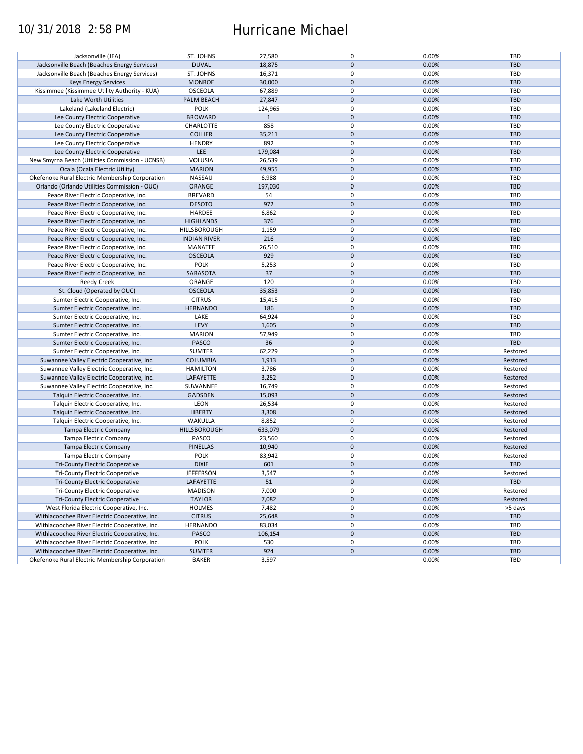10/31/2018 2:58 PM Hurricane Michael

| | | | | | |
|---|---|---|---|---|---|
| Jacksonville (JEA) | ST. JOHNS | 27,580 | 0 | 0.00% | TBD |
| Jacksonville Beach (Beaches Energy Services) | DUVAL | 18,875 | 0 | 0.00% | TBD |
| Jacksonville Beach (Beaches Energy Services) | ST. JOHNS | 16,371 | 0 | 0.00% | TBD |
| Keys Energy Services | MONROE | 30,000 | 0 | 0.00% | TBD |
| Kissimmee (Kissimmee Utility Authority - KUA) | OSCEOLA | 67,889 | 0 | 0.00% | TBD |
| Lake Worth Utilities | PALM BEACH | 27,847 | 0 | 0.00% | TBD |
| Lakeland (Lakeland Electric) | POLK | 124,965 | 0 | 0.00% | TBD |
| Lee County Electric Cooperative | BROWARD | 1 | 0 | 0.00% | TBD |
| Lee County Electric Cooperative | CHARLOTTE | 858 | 0 | 0.00% | TBD |
| Lee County Electric Cooperative | COLLIER | 35,211 | 0 | 0.00% | TBD |
| Lee County Electric Cooperative | HENDRY | 892 | 0 | 0.00% | TBD |
| Lee County Electric Cooperative | LEE | 179,084 | 0 | 0.00% | TBD |
| New Smyrna Beach (Utilities Commission - UCNSB) | VOLUSIA | 26,539 | 0 | 0.00% | TBD |
| Ocala (Ocala Electric Utility) | MARION | 49,955 | 0 | 0.00% | TBD |
| Okefenoke Rural Electric Membership Corporation | NASSAU | 6,988 | 0 | 0.00% | TBD |
| Orlando (Orlando Utilities Commission - OUC) | ORANGE | 197,030 | 0 | 0.00% | TBD |
| Peace River Electric Cooperative, Inc. | BREVARD | 54 | 0 | 0.00% | TBD |
| Peace River Electric Cooperative, Inc. | DESOTO | 972 | 0 | 0.00% | TBD |
| Peace River Electric Cooperative, Inc. | HARDEE | 6,862 | 0 | 0.00% | TBD |
| Peace River Electric Cooperative, Inc. | HIGHLANDS | 376 | 0 | 0.00% | TBD |
| Peace River Electric Cooperative, Inc. | HILLSBOROUGH | 1,159 | 0 | 0.00% | TBD |
| Peace River Electric Cooperative, Inc. | INDIAN RIVER | 216 | 0 | 0.00% | TBD |
| Peace River Electric Cooperative, Inc. | MANATEE | 26,510 | 0 | 0.00% | TBD |
| Peace River Electric Cooperative, Inc. | OSCEOLA | 929 | 0 | 0.00% | TBD |
| Peace River Electric Cooperative, Inc. | POLK | 5,253 | 0 | 0.00% | TBD |
| Peace River Electric Cooperative, Inc. | SARASOTA | 37 | 0 | 0.00% | TBD |
| Reedy Creek | ORANGE | 120 | 0 | 0.00% | TBD |
| St. Cloud (Operated by OUC) | OSCEOLA | 35,853 | 0 | 0.00% | TBD |
| Sumter Electric Cooperative, Inc. | CITRUS | 15,415 | 0 | 0.00% | TBD |
| Sumter Electric Cooperative, Inc. | HERNANDO | 186 | 0 | 0.00% | TBD |
| Sumter Electric Cooperative, Inc. | LAKE | 64,924 | 0 | 0.00% | TBD |
| Sumter Electric Cooperative, Inc. | LEVY | 1,605 | 0 | 0.00% | TBD |
| Sumter Electric Cooperative, Inc. | MARION | 57,949 | 0 | 0.00% | TBD |
| Sumter Electric Cooperative, Inc. | PASCO | 36 | 0 | 0.00% | TBD |
| Sumter Electric Cooperative, Inc. | SUMTER | 62,229 | 0 | 0.00% | Restored |
| Suwannee Valley Electric Cooperative, Inc. | COLUMBIA | 1,913 | 0 | 0.00% | Restored |
| Suwannee Valley Electric Cooperative, Inc. | HAMILTON | 3,786 | 0 | 0.00% | Restored |
| Suwannee Valley Electric Cooperative, Inc. | LAFAYETTE | 3,252 | 0 | 0.00% | Restored |
| Suwannee Valley Electric Cooperative, Inc. | SUWANNEE | 16,749 | 0 | 0.00% | Restored |
| Talquin Electric Cooperative, Inc. | GADSDEN | 15,093 | 0 | 0.00% | Restored |
| Talquin Electric Cooperative, Inc. | LEON | 26,534 | 0 | 0.00% | Restored |
| Talquin Electric Cooperative, Inc. | LIBERTY | 3,308 | 0 | 0.00% | Restored |
| Talquin Electric Cooperative, Inc. | WAKULLA | 8,852 | 0 | 0.00% | Restored |
| Tampa Electric Company | HILLSBOROUGH | 633,079 | 0 | 0.00% | Restored |
| Tampa Electric Company | PASCO | 23,560 | 0 | 0.00% | Restored |
| Tampa Electric Company | PINELLAS | 10,940 | 0 | 0.00% | Restored |
| Tampa Electric Company | POLK | 83,942 | 0 | 0.00% | Restored |
| Tri-County Electric Cooperative | DIXIE | 601 | 0 | 0.00% | TBD |
| Tri-County Electric Cooperative | JEFFERSON | 3,547 | 0 | 0.00% | Restored |
| Tri-County Electric Cooperative | LAFAYETTE | 51 | 0 | 0.00% | TBD |
| Tri-County Electric Cooperative | MADISON | 7,000 | 0 | 0.00% | Restored |
| Tri-County Electric Cooperative | TAYLOR | 7,082 | 0 | 0.00% | Restored |
| West Florida Electric Cooperative, Inc. | HOLMES | 7,482 | 0 | 0.00% | >5 days |
| Withlacoochee River Electric Cooperative, Inc. | CITRUS | 25,648 | 0 | 0.00% | TBD |
| Withlacoochee River Electric Cooperative, Inc. | HERNANDO | 83,034 | 0 | 0.00% | TBD |
| Withlacoochee River Electric Cooperative, Inc. | PASCO | 106,154 | 0 | 0.00% | TBD |
| Withlacoochee River Electric Cooperative, Inc. | POLK | 530 | 0 | 0.00% | TBD |
| Withlacoochee River Electric Cooperative, Inc. | SUMTER | 924 | 0 | 0.00% | TBD |
| Okefenoke Rural Electric Membership Corporation | BAKER | 3,597 | | 0.00% | TBD |